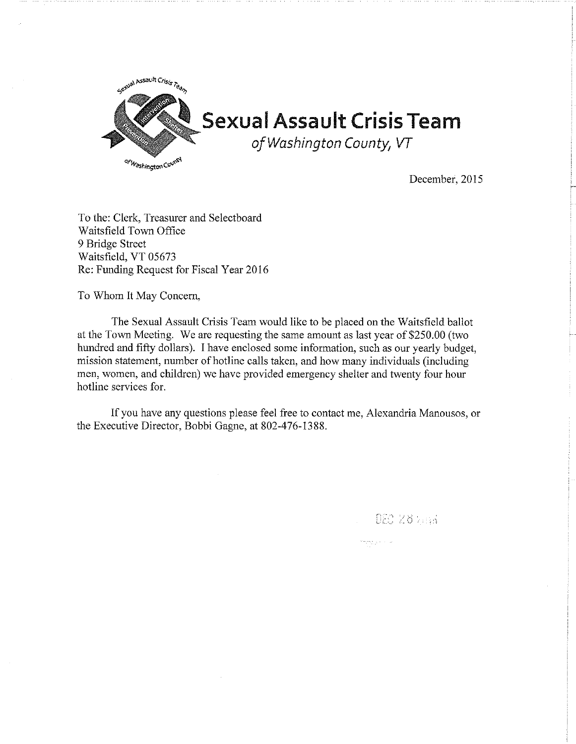# Sexual Assault Crisis Team

*of Washington County, VT*

December, 2015

To the: Clerk, Treasurer and Selectboard
Waitsfield Town Office
9 Bridge Street
Waitsfield, VT 05673
Re: Funding Request for Fiscal Year 2016

To Whom It May Concern,

The Sexual Assault Crisis Team would like to be placed on the Waitsfield ballot at the Town Meeting. We are requesting the same amount as last year of $250.00 (two hundred and fifty dollars). I have enclosed some information, such as our yearly budget, mission statement, number of hotline calls taken, and how many individuals (including men, women, and children) we have provided emergency shelter and twenty four hour hotline services for.

If you have any questions please feel free to contact me, Alexandria Manousos, or the Executive Director, Bobbi Gagne, at 802-476-1388.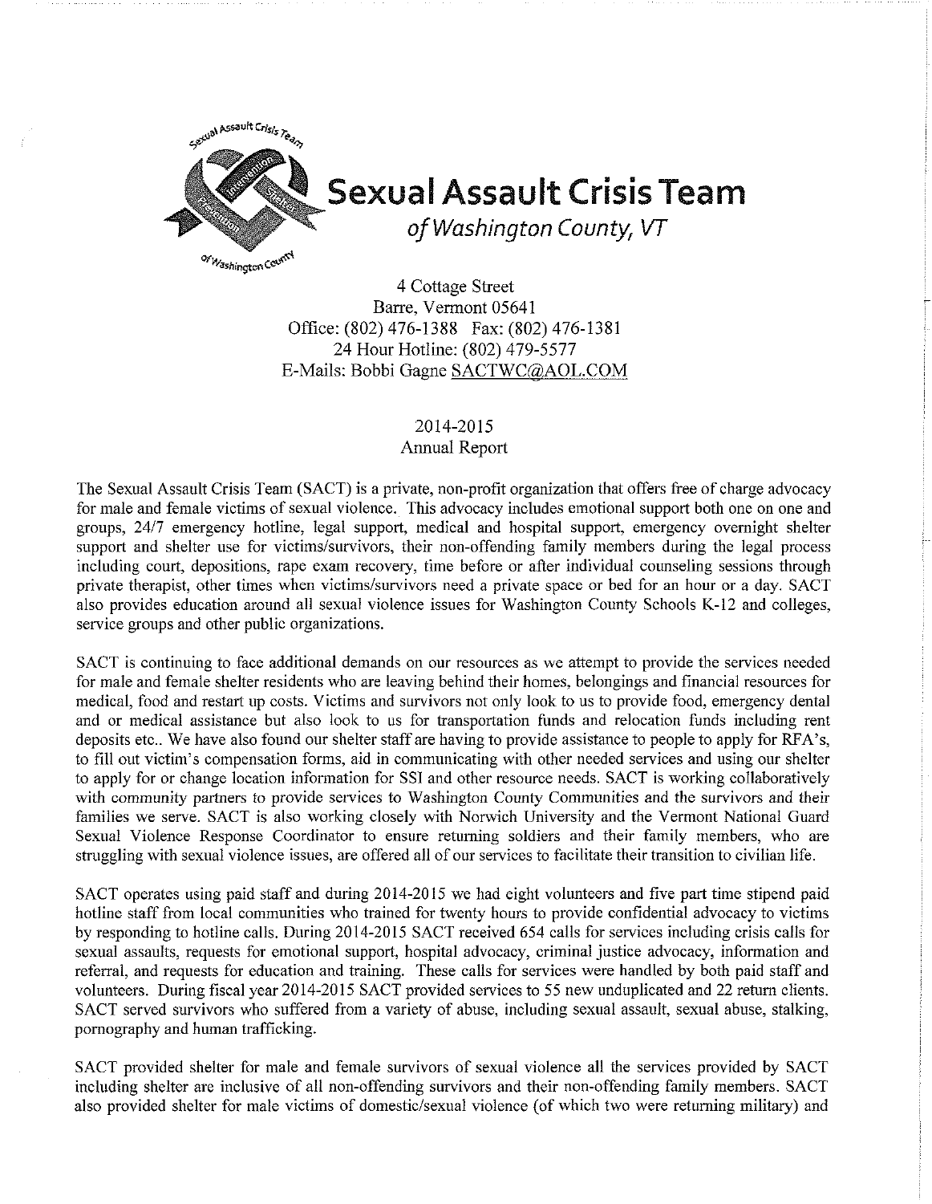Sexual Assault Crisis Team

# Sexual Assault Crisis Team

*of Washington County, VT*

4 Cottage Street
Barre, Vermont 05641
Office: (802) 476-1388 Fax: (802) 476-1381
24 Hour Hotline: (802) 479-5577
E-Mails: Bobbi Gagne SACTWC@AOL.COM

2014-2015
Annual Report

The Sexual Assault Crisis Team (SACT) is a private, non-profit organization that offers free of charge advocacy for male and female victims of sexual violence. This advocacy includes emotional support both one on one and groups, 24/7 emergency hotline, legal support, medical and hospital support, emergency overnight shelter support and shelter use for victims/survivors, their non-offending family members during the legal process including court, depositions, rape exam recovery, time before or after individual counseling sessions through private therapist, other times when victims/survivors need a private space or bed for an hour or a day. SACT also provides education around all sexual violence issues for Washington County Schools K-12 and colleges, service groups and other public organizations.

SACT is continuing to face additional demands on our resources as we attempt to provide the services needed for male and female shelter residents who are leaving behind their homes, belongings and financial resources for medical, food and restart up costs. Victims and survivors not only look to us to provide food, emergency dental and or medical assistance but also look to us for transportation funds and relocation funds including rent deposits etc.. We have also found our shelter staff are having to provide assistance to people to apply for RFA's, to fill out victim's compensation forms, aid in communicating with other needed services and using our shelter to apply for or change location information for SSI and other resource needs. SACT is working collaboratively with community partners to provide services to Washington County Communities and the survivors and their families we serve. SACT is also working closely with Norwich University and the Vermont National Guard Sexual Violence Response Coordinator to ensure returning soldiers and their family members, who are struggling with sexual violence issues, are offered all of our services to facilitate their transition to civilian life.

SACT operates using paid staff and during 2014-2015 we had eight volunteers and five part time stipend paid hotline staff from local communities who trained for twenty hours to provide confidential advocacy to victims by responding to hotline calls. During 2014-2015 SACT received 654 calls for services including crisis calls for sexual assaults, requests for emotional support, hospital advocacy, criminal justice advocacy, information and referral, and requests for education and training. These calls for services were handled by both paid staff and volunteers. During fiscal year 2014-2015 SACT provided services to 55 new unduplicated and 22 return clients. SACT served survivors who suffered from a variety of abuse, including sexual assault, sexual abuse, stalking, pornography and human trafficking.

SACT provided shelter for male and female survivors of sexual violence all the services provided by SACT including shelter are inclusive of all non-offending survivors and their non-offending family members. SACT also provided shelter for male victims of domestic/sexual violence (of which two were returning military) and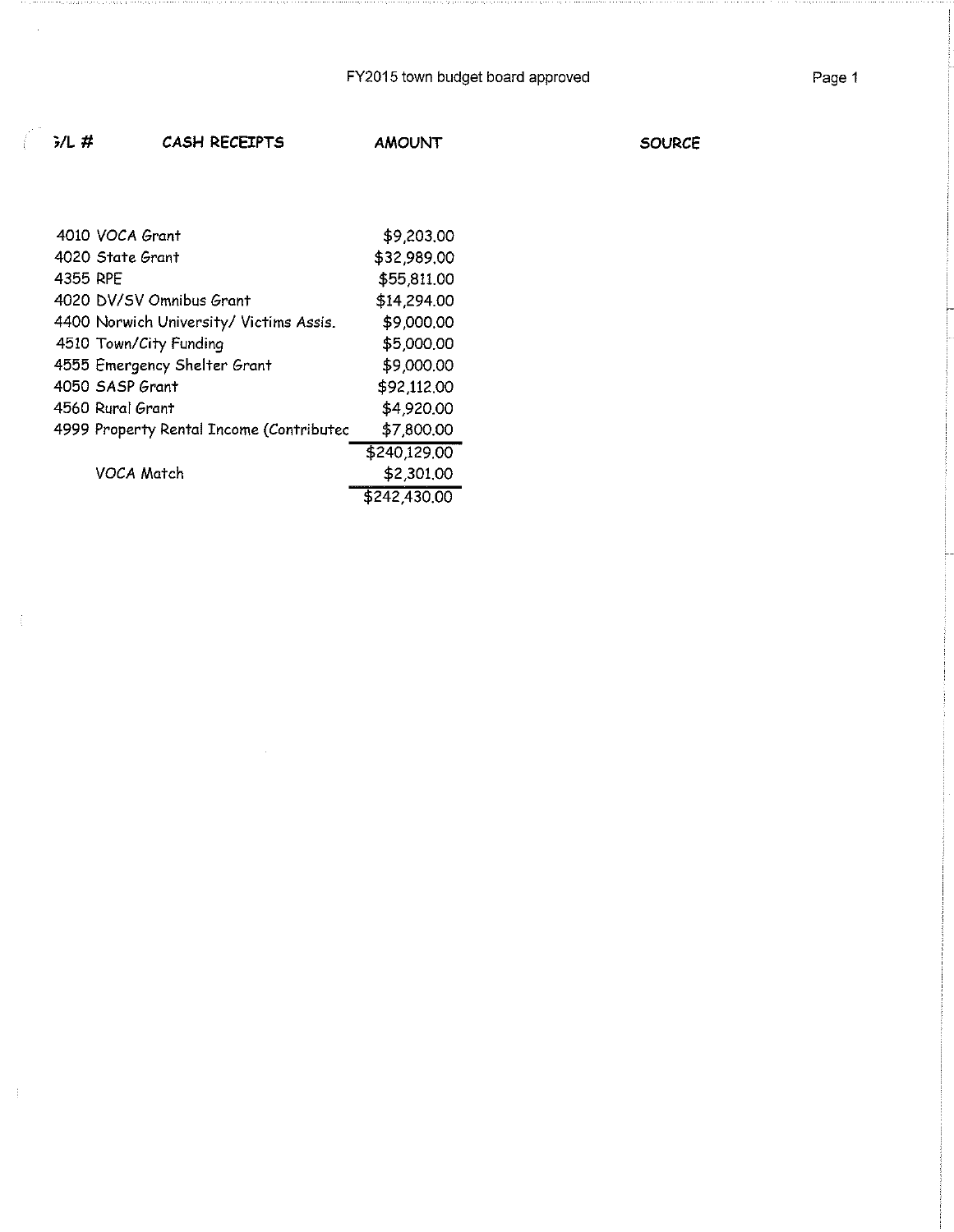FY2015 town budget board approved

| G/L # | CASH RECEIPTS | AMOUNT | SOURCE |
|---|---|---|---|
| 4010 | VOCA Grant | $9,203.00 | |
| 4020 | State Grant | $32,989.00 | |
| 4355 | RPE | $55,811.00 | |
| 4020 | DV/SV Omnibus Grant | $14,294.00 | |
| 4400 | Norwich University/ Victims Assis. | $9,000.00 | |
| 4510 | Town/City Funding | $5,000.00 | |
| 4555 | Emergency Shelter Grant | $9,000.00 | |
| 4050 | SASP Grant | $92,112.00 | |
| 4560 | Rural Grant | $4,920.00 | |
| 4999 | Property Rental Income (Contributec | $7,800.00 | |
| | | $240,129.00 | |
| | VOCA Match | $2,301.00 | |
| | | $242,430.00 | |